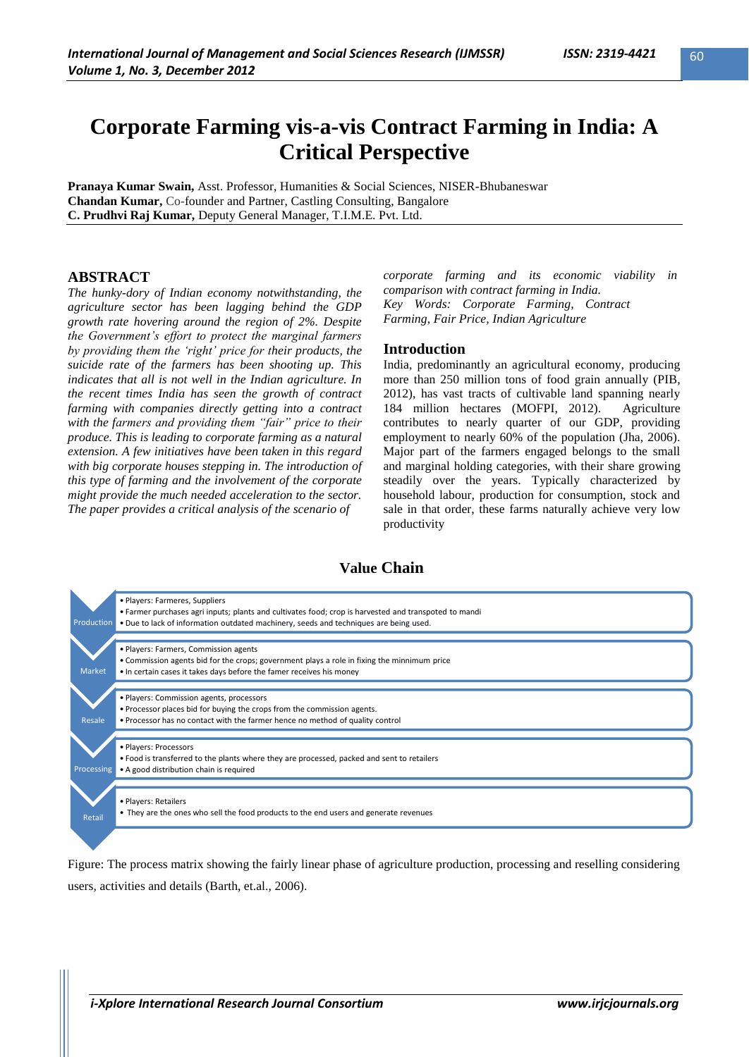# Corporate Farming vis-a-vis Contract Farming in India: A Critical Perspective

**Pranaya Kumar Swain,** Asst. Professor, Humanities & Social Sciences, NISER-Bhubaneswar
**Chandan Kumar,** Co-founder and Partner, Castling Consulting, Bangalore
**C. Prudhvi Raj Kumar,** Deputy General Manager, T.I.M.E. Pvt. Ltd.

## ABSTRACT

*The hunky-dory of Indian economy notwithstanding, the agriculture sector has been lagging behind the GDP growth rate hovering around the region of 2%. Despite the Government's effort to protect the marginal farmers by providing them the 'right' price for their products, the suicide rate of the farmers has been shooting up. This indicates that all is not well in the Indian agriculture. In the recent times India has seen the growth of contract farming with companies directly getting into a contract with the farmers and providing them "fair" price to their produce. This is leading to corporate farming as a natural extension. A few initiatives have been taken in this regard with big corporate houses stepping in. The introduction of this type of farming and the involvement of the corporate might provide the much needed acceleration to the sector. The paper provides a critical analysis of the scenario of corporate farming and its economic viability in comparison with contract farming in India.*

*Key Words: Corporate Farming, Contract Farming, Fair Price, Indian Agriculture*

## Introduction

India, predominantly an agricultural economy, producing more than 250 million tons of food grain annually (PIB, 2012), has vast tracts of cultivable land spanning nearly 184 million hectares (MOFPI, 2012). Agriculture contributes to nearly quarter of our GDP, providing employment to nearly 60% of the population (Jha, 2006). Major part of the farmers engaged belongs to the small and marginal holding categories, with their share growing steadily over the years. Typically characterized by household labour, production for consumption, stock and sale in that order, these farms naturally achieve very low productivity

### Value Chain

| Stage | Details |
|---|---|
| Production | • Players: Farmeres, Suppliers<br>• Farmer purchases agri inputs; plants and cultivates food; crop is harvested and transpoted to mandi<br>• Due to lack of information outdated machinery, seeds and techniques are being used. |
| Market | • Players: Farmers, Commission agents<br>• Commission agents bid for the crops; government plays a role in fixing the minnimum price<br>• In certain cases it takes days before the famer receives his money |
| Resale | • Players: Commission agents, processors<br>• Processor places bid for buying the crops from the commission agents.<br>• Processor has no contact with the farmer hence no method of quality control |
| Processing | • Players: Processors<br>• Food is transferred to the plants where they are processed, packed and sent to retailers<br>• A good distribution chain is required |
| Retail | • Players: Retailers<br>• They are the ones who sell the food products to the end users and generate revenues |

Figure: The process matrix showing the fairly linear phase of agriculture production, processing and reselling considering users, activities and details (Barth, et.al., 2006).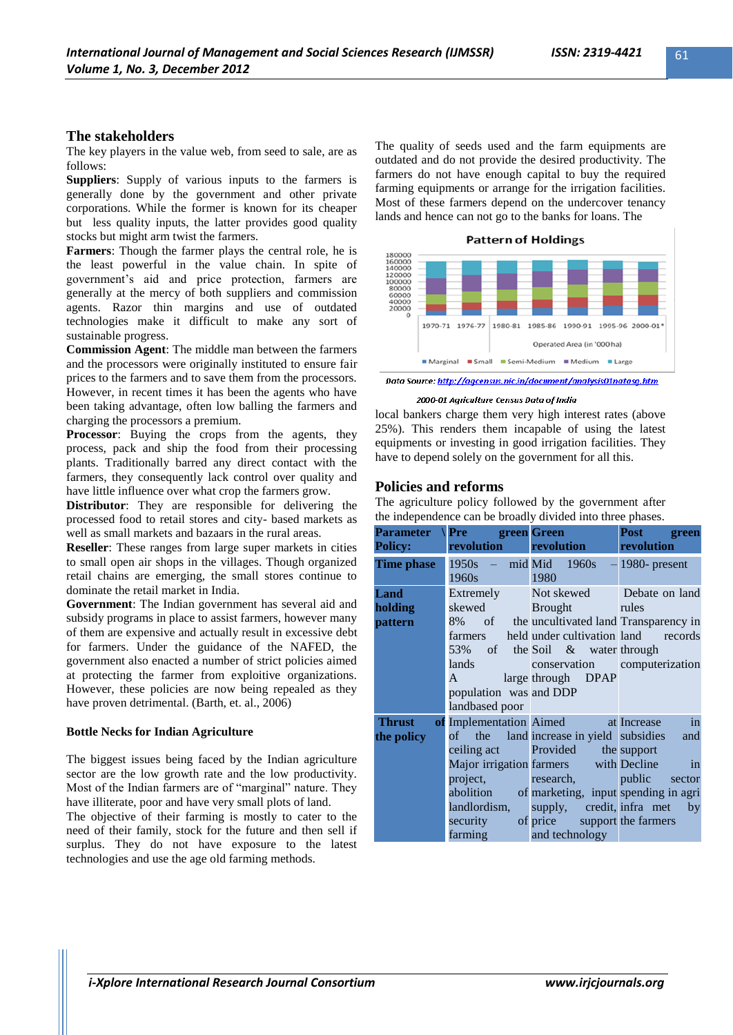## The stakeholders

The key players in the value web, from seed to sale, are as follows:

**Suppliers**: Supply of various inputs to the farmers is generally done by the government and other private corporations. While the former is known for its cheaper but less quality inputs, the latter provides good quality stocks but might arm twist the farmers.

**Farmers**: Though the farmer plays the central role, he is the least powerful in the value chain. In spite of government's aid and price protection, farmers are generally at the mercy of both suppliers and commission agents. Razor thin margins and use of outdated technologies make it difficult to make any sort of sustainable progress.

**Commission Agent**: The middle man between the farmers and the processors were originally instituted to ensure fair prices to the farmers and to save them from the processors. However, in recent times it has been the agents who have been taking advantage, often low balling the farmers and charging the processors a premium.

**Processor**: Buying the crops from the agents, they process, pack and ship the food from their processing plants. Traditionally barred any direct contact with the farmers, they consequently lack control over quality and have little influence over what crop the farmers grow.

**Distributor**: They are responsible for delivering the processed food to retail stores and city- based markets as well as small markets and bazaars in the rural areas.

**Reseller**: These ranges from large super markets in cities to small open air shops in the villages. Though organized retail chains are emerging, the small stores continue to dominate the retail market in India.

**Government**: The Indian government has several aid and subsidy programs in place to assist farmers, however many of them are expensive and actually result in excessive debt for farmers. Under the guidance of the NAFED, the government also enacted a number of strict policies aimed at protecting the farmer from exploitive organizations. However, these policies are now being repealed as they have proven detrimental. (Barth, et. al., 2006)

### Bottle Necks for Indian Agriculture

The biggest issues being faced by the Indian agriculture sector are the low growth rate and the low productivity. Most of the Indian farmers are of "marginal" nature. They have illiterate, poor and have very small plots of land.

The objective of their farming is mostly to cater to the need of their family, stock for the future and then sell if surplus. They do not have exposure to the latest technologies and use the age old farming methods.

The quality of seeds used and the farm equipments are outdated and do not provide the desired productivity. The farmers do not have enough capital to buy the required farming equipments or arrange for the irrigation facilities. Most of these farmers depend on the undercover tenancy lands and hence can not go to the banks for loans. The local bankers charge them very high interest rates (above 25%). This renders them incapable of using the latest equipments or investing in good irrigation facilities. They have to depend solely on the government for all this.

**Pattern of Holdings**

Operated Area (in '000ha)

Marginal, Small, Semi-Medium, Medium, Large

1970-71, 1976-77, 1980-81, 1985-86, 1990-91, 1995-96, 2000-01*

Data Source: http://agcensus.nic.in/document/analysis01natosg.htm

2000-01 Agriculture Census Data of India

## Policies and reforms

The agriculture policy followed by the government after the independence can be broadly divided into three phases.

| Parameter \ Policy: | Pre green revolution | Green revolution | Post green revolution |
|---|---|---|---|
| **Time phase** | 1950s – mid 1960s | Mid 1960s – 1980 | 1980- present |
| **Land holding pattern** | Extremely skewed<br>8% of the farmers held 53% of the lands<br>A large population was landbased poor | Not skewed<br>Brought the uncultivated land under cultivation<br>Soil & water conservation through DPAP and DDP | Debate on land rules<br>Transparency in land records through computerization |
| **Thrust of the policy** | Implementation of the land ceiling act<br>Major irrigation project,<br>abolition of landlordism,<br>security of farming | Aimed at increase in yield<br>Provided the farmers with research, marketing, input supply, credit, price support and technology | Increase in subsidies and support<br>Decline in public sector spending in agri infra met by the farmers |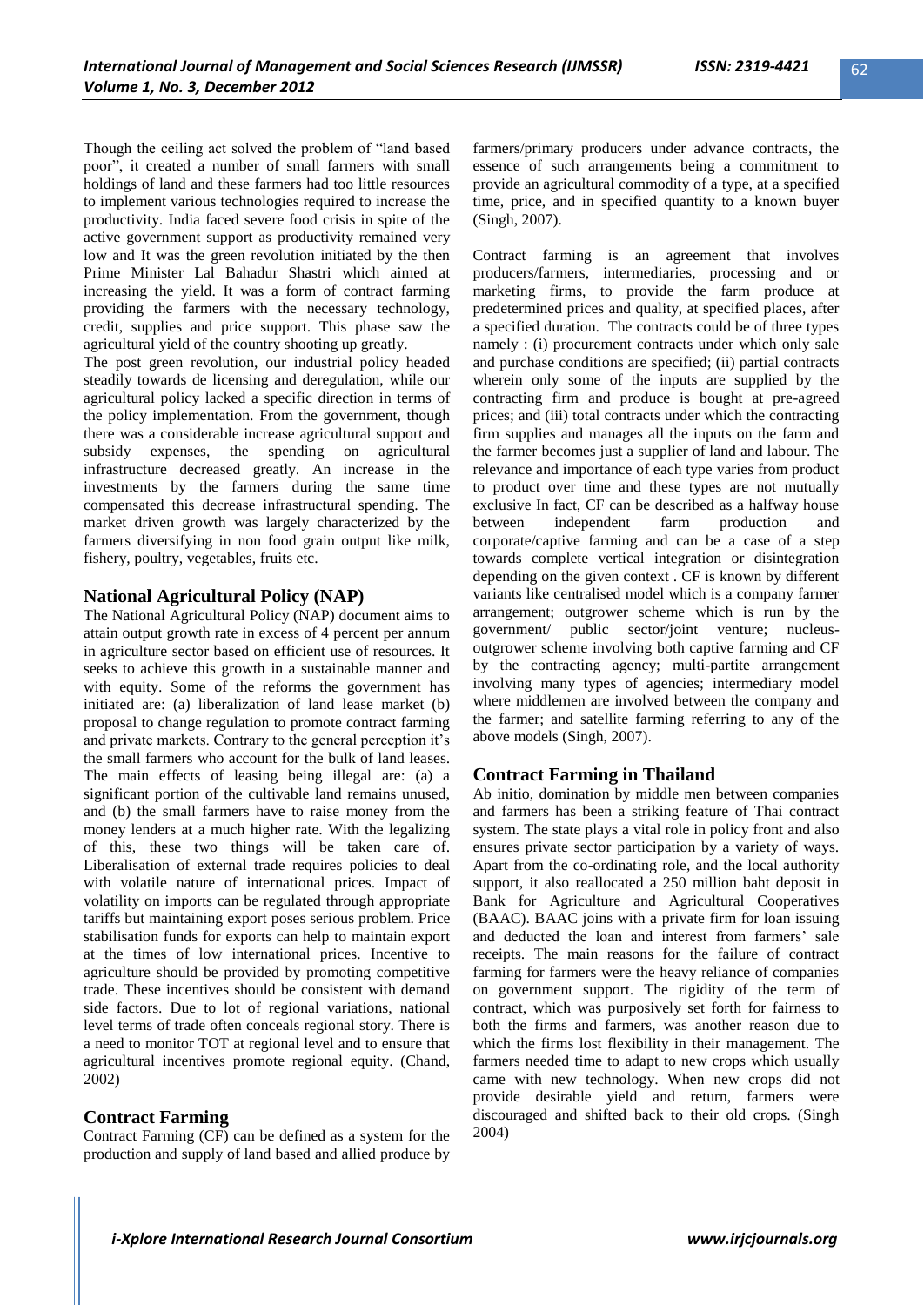Though the ceiling act solved the problem of "land based poor", it created a number of small farmers with small holdings of land and these farmers had too little resources to implement various technologies required to increase the productivity. India faced severe food crisis in spite of the active government support as productivity remained very low and It was the green revolution initiated by the then Prime Minister Lal Bahadur Shastri which aimed at increasing the yield. It was a form of contract farming providing the farmers with the necessary technology, credit, supplies and price support. This phase saw the agricultural yield of the country shooting up greatly.

The post green revolution, our industrial policy headed steadily towards de licensing and deregulation, while our agricultural policy lacked a specific direction in terms of the policy implementation. From the government, though there was a considerable increase agricultural support and subsidy expenses, the spending on agricultural infrastructure decreased greatly. An increase in the investments by the farmers during the same time compensated this decrease infrastructural spending. The market driven growth was largely characterized by the farmers diversifying in non food grain output like milk, fishery, poultry, vegetables, fruits etc.

## National Agricultural Policy (NAP)

The National Agricultural Policy (NAP) document aims to attain output growth rate in excess of 4 percent per annum in agriculture sector based on efficient use of resources. It seeks to achieve this growth in a sustainable manner and with equity. Some of the reforms the government has initiated are: (a) liberalization of land lease market (b) proposal to change regulation to promote contract farming and private markets. Contrary to the general perception it's the small farmers who account for the bulk of land leases. The main effects of leasing being illegal are: (a) a significant portion of the cultivable land remains unused, and (b) the small farmers have to raise money from the money lenders at a much higher rate. With the legalizing of this, these two things will be taken care of. Liberalisation of external trade requires policies to deal with volatile nature of international prices. Impact of volatility on imports can be regulated through appropriate tariffs but maintaining export poses serious problem. Price stabilisation funds for exports can help to maintain export at the times of low international prices. Incentive to agriculture should be provided by promoting competitive trade. These incentives should be consistent with demand side factors. Due to lot of regional variations, national level terms of trade often conceals regional story. There is a need to monitor TOT at regional level and to ensure that agricultural incentives promote regional equity. (Chand, 2002)

## Contract Farming

Contract Farming (CF) can be defined as a system for the production and supply of land based and allied produce by farmers/primary producers under advance contracts, the essence of such arrangements being a commitment to provide an agricultural commodity of a type, at a specified time, price, and in specified quantity to a known buyer (Singh, 2007).

Contract farming is an agreement that involves producers/farmers, intermediaries, processing and or marketing firms, to provide the farm produce at predetermined prices and quality, at specified places, after a specified duration. The contracts could be of three types namely : (i) procurement contracts under which only sale and purchase conditions are specified; (ii) partial contracts wherein only some of the inputs are supplied by the contracting firm and produce is bought at pre-agreed prices; and (iii) total contracts under which the contracting firm supplies and manages all the inputs on the farm and the farmer becomes just a supplier of land and labour. The relevance and importance of each type varies from product to product over time and these types are not mutually exclusive In fact, CF can be described as a halfway house between independent farm production and corporate/captive farming and can be a case of a step towards complete vertical integration or disintegration depending on the given context . CF is known by different variants like centralised model which is a company farmer arrangement; outgrower scheme which is run by the government/ public sector/joint venture; nucleus-outgrower scheme involving both captive farming and CF by the contracting agency; multi-partite arrangement involving many types of agencies; intermediary model where middlemen are involved between the company and the farmer; and satellite farming referring to any of the above models (Singh, 2007).

## Contract Farming in Thailand

Ab initio, domination by middle men between companies and farmers has been a striking feature of Thai contract system. The state plays a vital role in policy front and also ensures private sector participation by a variety of ways. Apart from the co-ordinating role, and the local authority support, it also reallocated a 250 million baht deposit in Bank for Agriculture and Agricultural Cooperatives (BAAC). BAAC joins with a private firm for loan issuing and deducted the loan and interest from farmers' sale receipts. The main reasons for the failure of contract farming for farmers were the heavy reliance of companies on government support. The rigidity of the term of contract, which was purposively set forth for fairness to both the firms and farmers, was another reason due to which the firms lost flexibility in their management. The farmers needed time to adapt to new crops which usually came with new technology. When new crops did not provide desirable yield and return, farmers were discouraged and shifted back to their old crops. (Singh 2004)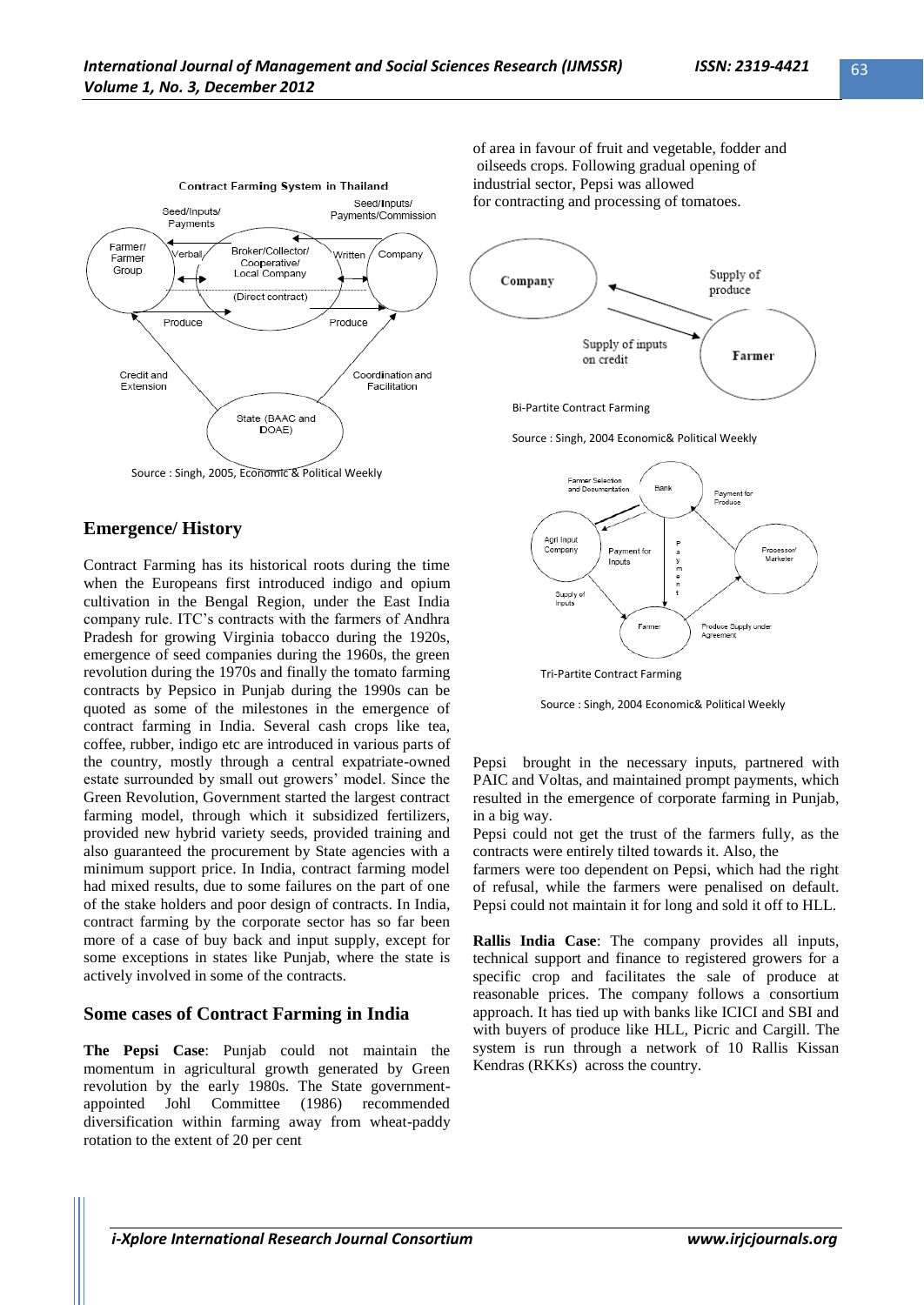Contract Farming System in Thailand

Source : Singh, 2005, Economic & Political Weekly

## Emergence/ History

Contract Farming has its historical roots during the time when the Europeans first introduced indigo and opium cultivation in the Bengal Region, under the East India company rule. ITC's contracts with the farmers of Andhra Pradesh for growing Virginia tobacco during the 1920s, emergence of seed companies during the 1960s, the green revolution during the 1970s and finally the tomato farming contracts by Pepsico in Punjab during the 1990s can be quoted as some of the milestones in the emergence of contract farming in India. Several cash crops like tea, coffee, rubber, indigo etc are introduced in various parts of the country, mostly through a central expatriate-owned estate surrounded by small out growers' model. Since the Green Revolution, Government started the largest contract farming model, through which it subsidized fertilizers, provided new hybrid variety seeds, provided training and also guaranteed the procurement by State agencies with a minimum support price. In India, contract farming model had mixed results, due to some failures on the part of one of the stake holders and poor design of contracts. In India, contract farming by the corporate sector has so far been more of a case of buy back and input supply, except for some exceptions in states like Punjab, where the state is actively involved in some of the contracts.

## Some cases of Contract Farming in India

**The Pepsi Case**: Punjab could not maintain the momentum in agricultural growth generated by Green revolution by the early 1980s. The State government-appointed Johl Committee (1986) recommended diversification within farming away from wheat-paddy rotation to the extent of 20 per cent of area in favour of fruit and vegetable, fodder and oilseeds crops. Following gradual opening of industrial sector, Pepsi was allowed for contracting and processing of tomatoes.

Bi-Partite Contract Farming

Source : Singh, 2004 Economic& Political Weekly

Tri-Partite Contract Farming

Source : Singh, 2004 Economic& Political Weekly

Pepsi brought in the necessary inputs, partnered with PAIC and Voltas, and maintained prompt payments, which resulted in the emergence of corporate farming in Punjab, in a big way.

Pepsi could not get the trust of the farmers fully, as the contracts were entirely tilted towards it. Also, the farmers were too dependent on Pepsi, which had the right of refusal, while the farmers were penalised on default. Pepsi could not maintain it for long and sold it off to HLL.

**Rallis India Case**: The company provides all inputs, technical support and finance to registered growers for a specific crop and facilitates the sale of produce at reasonable prices. The company follows a consortium approach. It has tied up with banks like ICICI and SBI and with buyers of produce like HLL, Picric and Cargill. The system is run through a network of 10 Rallis Kissan Kendras (RKKs) across the country.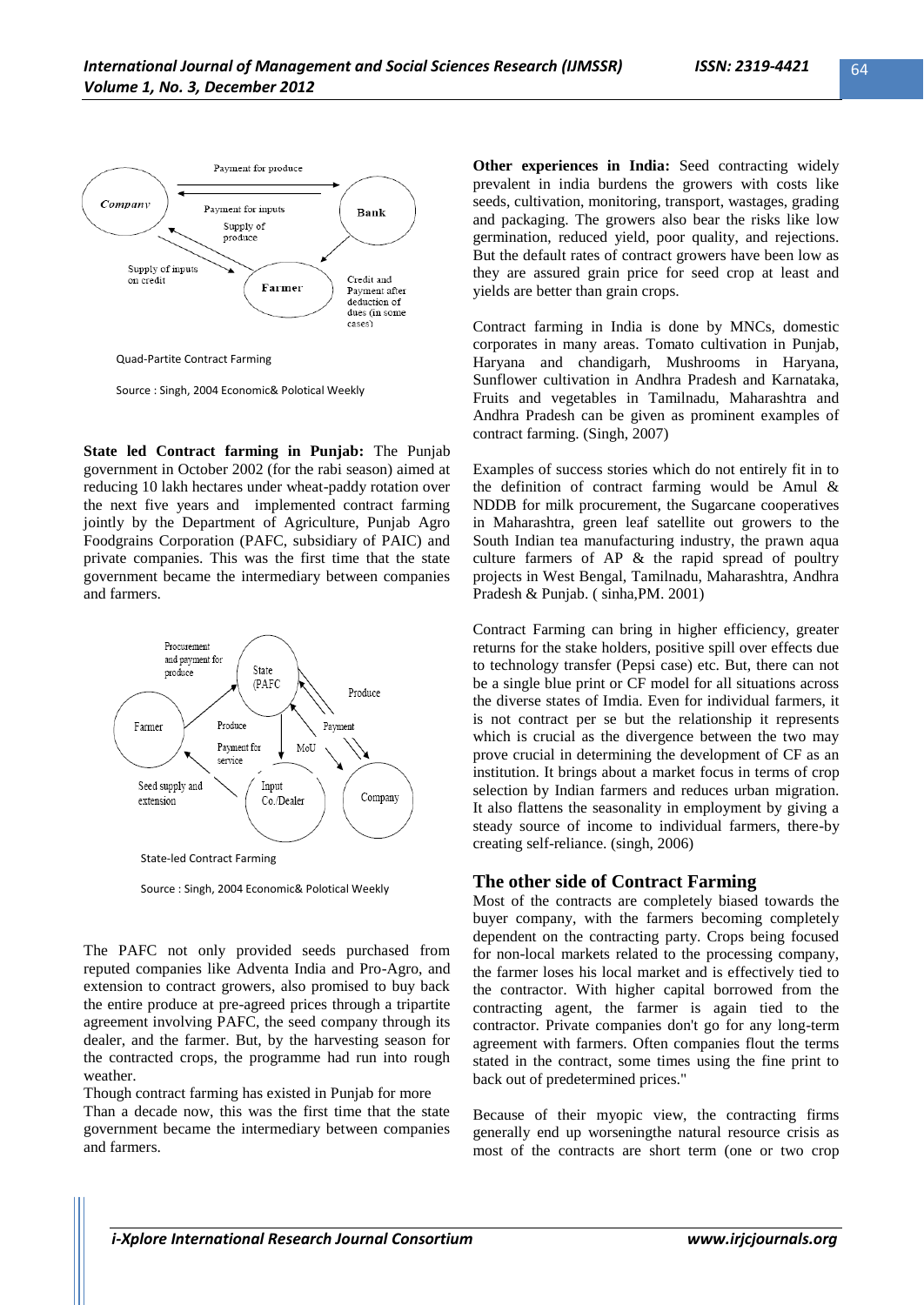Quad-Partite Contract Farming

Source : Singh, 2004 Economic& Polotical Weekly

**State led Contract farming in Punjab:** The Punjab government in October 2002 (for the rabi season) aimed at reducing 10 lakh hectares under wheat-paddy rotation over the next five years and implemented contract farming jointly by the Department of Agriculture, Punjab Agro Foodgrains Corporation (PAFC, subsidiary of PAIC) and private companies. This was the first time that the state government became the intermediary between companies and farmers.

State-led Contract Farming

Source : Singh, 2004 Economic& Polotical Weekly

The PAFC not only provided seeds purchased from reputed companies like Adventa India and Pro-Agro, and extension to contract growers, also promised to buy back the entire produce at pre-agreed prices through a tripartite agreement involving PAFC, the seed company through its dealer, and the farmer. But, by the harvesting season for the contracted crops, the programme had run into rough weather.

Though contract farming has existed in Punjab for more Than a decade now, this was the first time that the state government became the intermediary between companies and farmers.

**Other experiences in India:** Seed contracting widely prevalent in india burdens the growers with costs like seeds, cultivation, monitoring, transport, wastages, grading and packaging. The growers also bear the risks like low germination, reduced yield, poor quality, and rejections. But the default rates of contract growers have been low as they are assured grain price for seed crop at least and yields are better than grain crops.

Contract farming in India is done by MNCs, domestic corporates in many areas. Tomato cultivation in Punjab, Haryana and chandigarh, Mushrooms in Haryana, Sunflower cultivation in Andhra Pradesh and Karnataka, Fruits and vegetables in Tamilnadu, Maharashtra and Andhra Pradesh can be given as prominent examples of contract farming. (Singh, 2007)

Examples of success stories which do not entirely fit in to the definition of contract farming would be Amul & NDDB for milk procurement, the Sugarcane cooperatives in Maharashtra, green leaf satellite out growers to the South Indian tea manufacturing industry, the prawn aqua culture farmers of AP & the rapid spread of poultry projects in West Bengal, Tamilnadu, Maharashtra, Andhra Pradesh & Punjab. ( sinha,PM. 2001)

Contract Farming can bring in higher efficiency, greater returns for the stake holders, positive spill over effects due to technology transfer (Pepsi case) etc. But, there can not be a single blue print or CF model for all situations across the diverse states of Imdia. Even for individual farmers, it is not contract per se but the relationship it represents which is crucial as the divergence between the two may prove crucial in determining the development of CF as an institution. It brings about a market focus in terms of crop selection by Indian farmers and reduces urban migration. It also flattens the seasonality in employment by giving a steady source of income to individual farmers, there-by creating self-reliance. (singh, 2006)

## The other side of Contract Farming

Most of the contracts are completely biased towards the buyer company, with the farmers becoming completely dependent on the contracting party. Crops being focused for non-local markets related to the processing company, the farmer loses his local market and is effectively tied to the contractor. With higher capital borrowed from the contracting agent, the farmer is again tied to the contractor. Private companies don't go for any long-term agreement with farmers. Often companies flout the terms stated in the contract, some times using the fine print to back out of predetermined prices."

Because of their myopic view, the contracting firms generally end up worseningthe natural resource crisis as most of the contracts are short term (one or two crop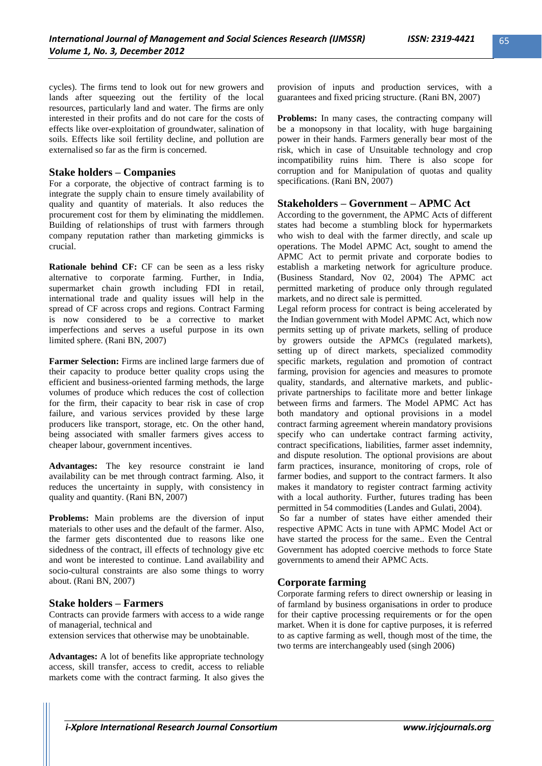cycles). The firms tend to look out for new growers and lands after squeezing out the fertility of the local resources, particularly land and water. The firms are only interested in their profits and do not care for the costs of effects like over-exploitation of groundwater, salination of soils. Effects like soil fertility decline, and pollution are externalised so far as the firm is concerned.

## Stake holders – Companies

For a corporate, the objective of contract farming is to integrate the supply chain to ensure timely availability of quality and quantity of materials. It also reduces the procurement cost for them by eliminating the middlemen. Building of relationships of trust with farmers through company reputation rather than marketing gimmicks is crucial.

**Rationale behind CF:** CF can be seen as a less risky alternative to corporate farming. Further, in India, supermarket chain growth including FDI in retail, international trade and quality issues will help in the spread of CF across crops and regions. Contract Farming is now considered to be a corrective to market imperfections and serves a useful purpose in its own limited sphere. (Rani BN, 2007)

**Farmer Selection:** Firms are inclined large farmers due of their capacity to produce better quality crops using the efficient and business-oriented farming methods, the large volumes of produce which reduces the cost of collection for the firm, their capacity to bear risk in case of crop failure, and various services provided by these large producers like transport, storage, etc. On the other hand, being associated with smaller farmers gives access to cheaper labour, government incentives.

**Advantages:** The key resource constraint ie land availability can be met through contract farming. Also, it reduces the uncertainty in supply, with consistency in quality and quantity. (Rani BN, 2007)

**Problems:** Main problems are the diversion of input materials to other uses and the default of the farmer. Also, the farmer gets discontented due to reasons like one sidedness of the contract, ill effects of technology give etc and wont be interested to continue. Land availability and socio-cultural constraints are also some things to worry about. (Rani BN, 2007)

## Stake holders – Farmers

Contracts can provide farmers with access to a wide range of managerial, technical and
extension services that otherwise may be unobtainable.

**Advantages:** A lot of benefits like appropriate technology access, skill transfer, access to credit, access to reliable markets come with the contract farming. It also gives the provision of inputs and production services, with a guarantees and fixed pricing structure. (Rani BN, 2007)

**Problems:** In many cases, the contracting company will be a monopsony in that locality, with huge bargaining power in their hands. Farmers generally bear most of the risk, which in case of Unsuitable technology and crop incompatibility ruins him. There is also scope for corruption and for Manipulation of quotas and quality specifications. (Rani BN, 2007)

## Stakeholders – Government – APMC Act

According to the government, the APMC Acts of different states had become a stumbling block for hypermarkets who wish to deal with the farmer directly, and scale up operations. The Model APMC Act, sought to amend the APMC Act to permit private and corporate bodies to establish a marketing network for agriculture produce. (Business Standard, Nov 02, 2004) The APMC act permitted marketing of produce only through regulated markets, and no direct sale is permitted.

Legal reform process for contract is being accelerated by the Indian government with Model APMC Act, which now permits setting up of private markets, selling of produce by growers outside the APMCs (regulated markets), setting up of direct markets, specialized commodity specific markets, regulation and promotion of contract farming, provision for agencies and measures to promote quality, standards, and alternative markets, and public-private partnerships to facilitate more and better linkage between firms and farmers. The Model APMC Act has both mandatory and optional provisions in a model contract farming agreement wherein mandatory provisions specify who can undertake contract farming activity, contract specifications, liabilities, farmer asset indemnity, and dispute resolution. The optional provisions are about farm practices, insurance, monitoring of crops, role of farmer bodies, and support to the contract farmers. It also makes it mandatory to register contract farming activity with a local authority. Further, futures trading has been permitted in 54 commodities (Landes and Gulati, 2004).

So far a number of states have either amended their respective APMC Acts in tune with APMC Model Act or have started the process for the same.. Even the Central Government has adopted coercive methods to force State governments to amend their APMC Acts.

## Corporate farming

Corporate farming refers to direct ownership or leasing in of farmland by business organisations in order to produce for their captive processing requirements or for the open market. When it is done for captive purposes, it is referred to as captive farming as well, though most of the time, the two terms are interchangeably used (singh 2006)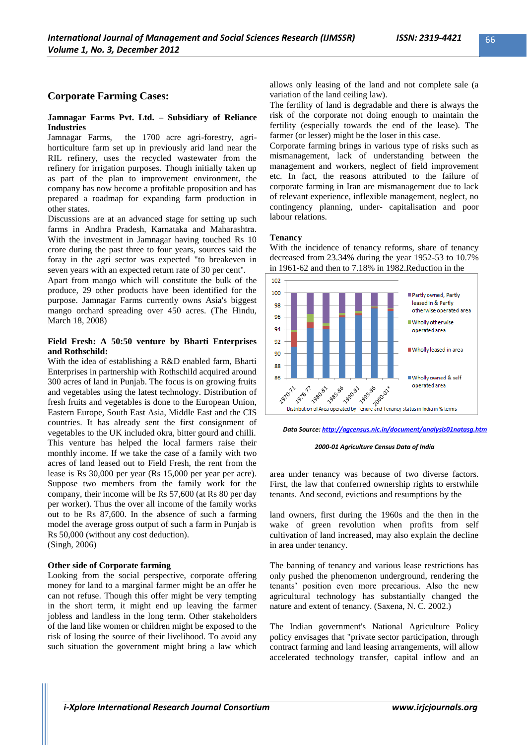## Corporate Farming Cases:

### Jamnagar Farms Pvt. Ltd. – Subsidiary of Reliance Industries

Jamnagar Farms, the 1700 acre agri-forestry, agri-horticulture farm set up in previously arid land near the RIL refinery, uses the recycled wastewater from the refinery for irrigation purposes. Though initially taken up as part of the plan to improvement environment, the company has now become a profitable proposition and has prepared a roadmap for expanding farm production in other states.

Discussions are at an advanced stage for setting up such farms in Andhra Pradesh, Karnataka and Maharashtra. With the investment in Jamnagar having touched Rs 10 crore during the past three to four years, sources said the foray in the agri sector was expected "to breakeven in seven years with an expected return rate of 30 per cent".

Apart from mango which will constitute the bulk of the produce, 29 other products have been identified for the purpose. Jamnagar Farms currently owns Asia's biggest mango orchard spreading over 450 acres. (The Hindu, March 18, 2008)

### Field Fresh: A 50:50 venture by Bharti Enterprises and Rothschild:

With the idea of establishing a R&D enabled farm, Bharti Enterprises in partnership with Rothschild acquired around 300 acres of land in Punjab. The focus is on growing fruits and vegetables using the latest technology. Distribution of fresh fruits and vegetables is done to the European Union, Eastern Europe, South East Asia, Middle East and the CIS countries. It has already sent the first consignment of vegetables to the UK included okra, bitter gourd and chilli. This venture has helped the local farmers raise their monthly income. If we take the case of a family with two acres of land leased out to Field Fresh, the rent from the lease is Rs 30,000 per year (Rs 15,000 per year per acre). Suppose two members from the family work for the company, their income will be Rs 57,600 (at Rs 80 per day per worker). Thus the over all income of the family works out to be Rs 87,600. In the absence of such a farming model the average gross output of such a farm in Punjab is Rs 50,000 (without any cost deduction).
(Singh, 2006)

### Other side of Corporate farming

Looking from the social perspective, corporate offering money for land to a marginal farmer might be an offer he can not refuse. Though this offer might be very tempting in the short term, it might end up leaving the farmer jobless and landless in the long term. Other stakeholders of the land like women or children might be exposed to the risk of losing the source of their livelihood. To avoid any such situation the government might bring a law which allows only leasing of the land and not complete sale (a variation of the land ceiling law).

The fertility of land is degradable and there is always the risk of the corporate not doing enough to maintain the fertility (especially towards the end of the lease). The farmer (or lesser) might be the loser in this case.

Corporate farming brings in various type of risks such as mismanagement, lack of understanding between the management and workers, neglect of field improvement etc. In fact, the reasons attributed to the failure of corporate farming in Iran are mismanagement due to lack of relevant experience, inflexible management, neglect, no contingency planning, under- capitalisation and poor labour relations.

### Tenancy

With the incidence of tenancy reforms, share of tenancy decreased from 23.34% during the year 1952-53 to 10.7% in 1961-62 and then to 7.18% in 1982.Reduction in the area under tenancy was because of two diverse factors. First, the law that conferred ownership rights to erstwhile tenants. And second, evictions and resumptions by the land owners, first during the 1960s and the then in the wake of green revolution when profits from self cultivation of land increased, may also explain the decline in area under tenancy.

*Data Source: http://agcensus.nic.in/document/analysis01natasg.htm*

*2000-01 Agriculture Census Data of India*

The banning of tenancy and various lease restrictions has only pushed the phenomenon underground, rendering the tenants' position even more precarious. Also the new agricultural technology has substantially changed the nature and extent of tenancy. (Saxena, N. C. 2002.)

The Indian government's National Agriculture Policy policy envisages that "private sector participation, through contract farming and land leasing arrangements, will allow accelerated technology transfer, capital inflow and an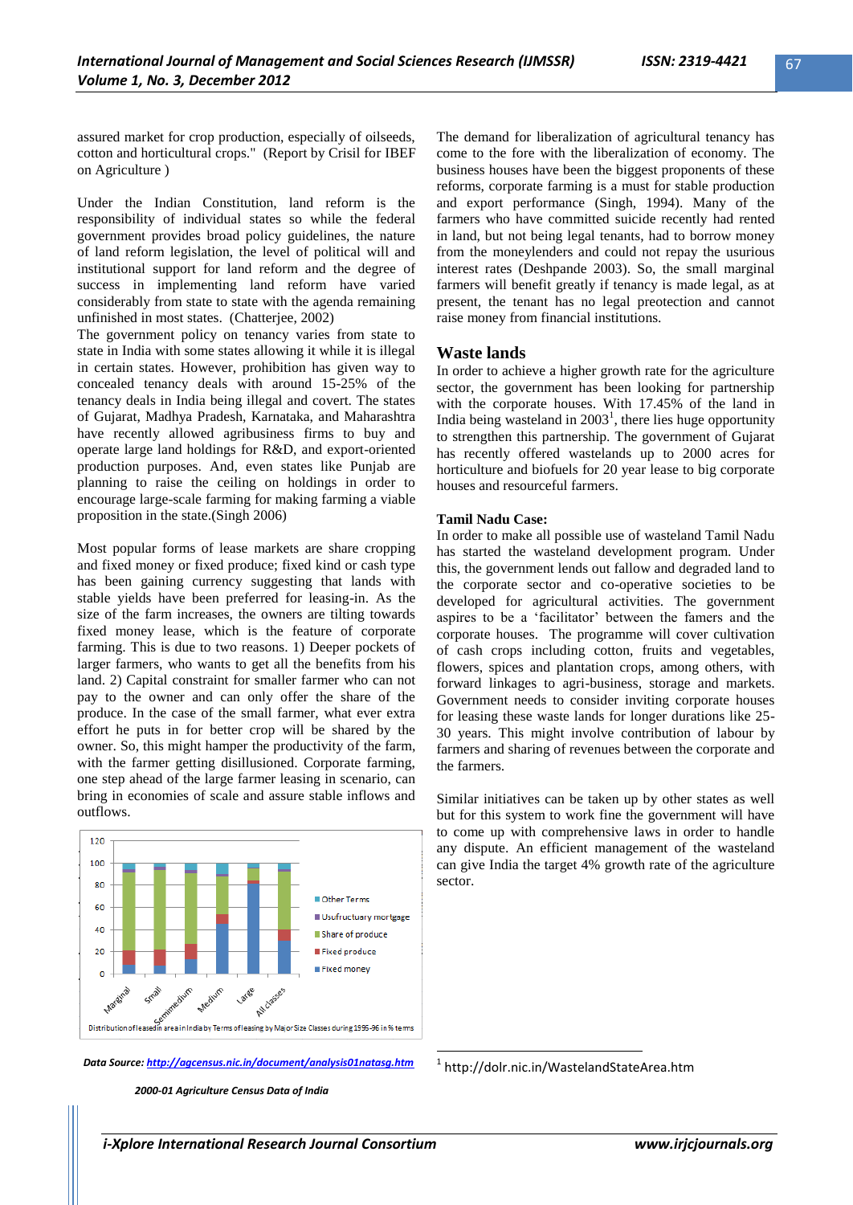assured market for crop production, especially of oilseeds, cotton and horticultural crops." (Report by Crisil for IBEF on Agriculture )

Under the Indian Constitution, land reform is the responsibility of individual states so while the federal government provides broad policy guidelines, the nature of land reform legislation, the level of political will and institutional support for land reform and the degree of success in implementing land reform have varied considerably from state to state with the agenda remaining unfinished in most states. (Chatterjee, 2002)

The government policy on tenancy varies from state to state in India with some states allowing it while it is illegal in certain states. However, prohibition has given way to concealed tenancy deals with around 15-25% of the tenancy deals in India being illegal and covert. The states of Gujarat, Madhya Pradesh, Karnataka, and Maharashtra have recently allowed agribusiness firms to buy and operate large land holdings for R&D, and export-oriented production purposes. And, even states like Punjab are planning to raise the ceiling on holdings in order to encourage large-scale farming for making farming a viable proposition in the state.(Singh 2006)

Most popular forms of lease markets are share cropping and fixed money or fixed produce; fixed kind or cash type has been gaining currency suggesting that lands with stable yields have been preferred for leasing-in. As the size of the farm increases, the owners are tilting towards fixed money lease, which is the feature of corporate farming. This is due to two reasons. 1) Deeper pockets of larger farmers, who wants to get all the benefits from his land. 2) Capital constraint for smaller farmer who can not pay to the owner and can only offer the share of the produce. In the case of the small farmer, what ever extra effort he puts in for better crop will be shared by the owner. So, this might hamper the productivity of the farm, with the farmer getting disillusioned. Corporate farming, one step ahead of the large farmer leasing in scenario, can bring in economies of scale and assure stable inflows and outflows.

Distribution of leased in area in India by Terms of leasing by Major Size Classes during 1995-96 in % terms

*Data Source: http://agcensus.nic.in/document/analysis01natasg.htm*

*2000-01 Agriculture Census Data of India*

The demand for liberalization of agricultural tenancy has come to the fore with the liberalization of economy. The business houses have been the biggest proponents of these reforms, corporate farming is a must for stable production and export performance (Singh, 1994). Many of the farmers who have committed suicide recently had rented in land, but not being legal tenants, had to borrow money from the moneylenders and could not repay the usurious interest rates (Deshpande 2003). So, the small marginal farmers will benefit greatly if tenancy is made legal, as at present, the tenant has no legal preotection and cannot raise money from financial institutions.

## Waste lands

In order to achieve a higher growth rate for the agriculture sector, the government has been looking for partnership with the corporate houses. With 17.45% of the land in India being wasteland in 2003[1], there lies huge opportunity to strengthen this partnership. The government of Gujarat has recently offered wastelands up to 2000 acres for horticulture and biofuels for 20 year lease to big corporate houses and resourceful farmers.

**Tamil Nadu Case:**

In order to make all possible use of wasteland Tamil Nadu has started the wasteland development program. Under this, the government lends out fallow and degraded land to the corporate sector and co-operative societies to be developed for agricultural activities. The government aspires to be a 'facilitator' between the famers and the corporate houses. The programme will cover cultivation of cash crops including cotton, fruits and vegetables, flowers, spices and plantation crops, among others, with forward linkages to agri-business, storage and markets. Government needs to consider inviting corporate houses for leasing these waste lands for longer durations like 25-30 years. This might involve contribution of labour by farmers and sharing of revenues between the corporate and the farmers.

Similar initiatives can be taken up by other states as well but for this system to work fine the government will have to come up with comprehensive laws in order to handle any dispute. An efficient management of the wasteland can give India the target 4% growth rate of the agriculture sector.

[1] http://dolr.nic.in/WastelandStateArea.htm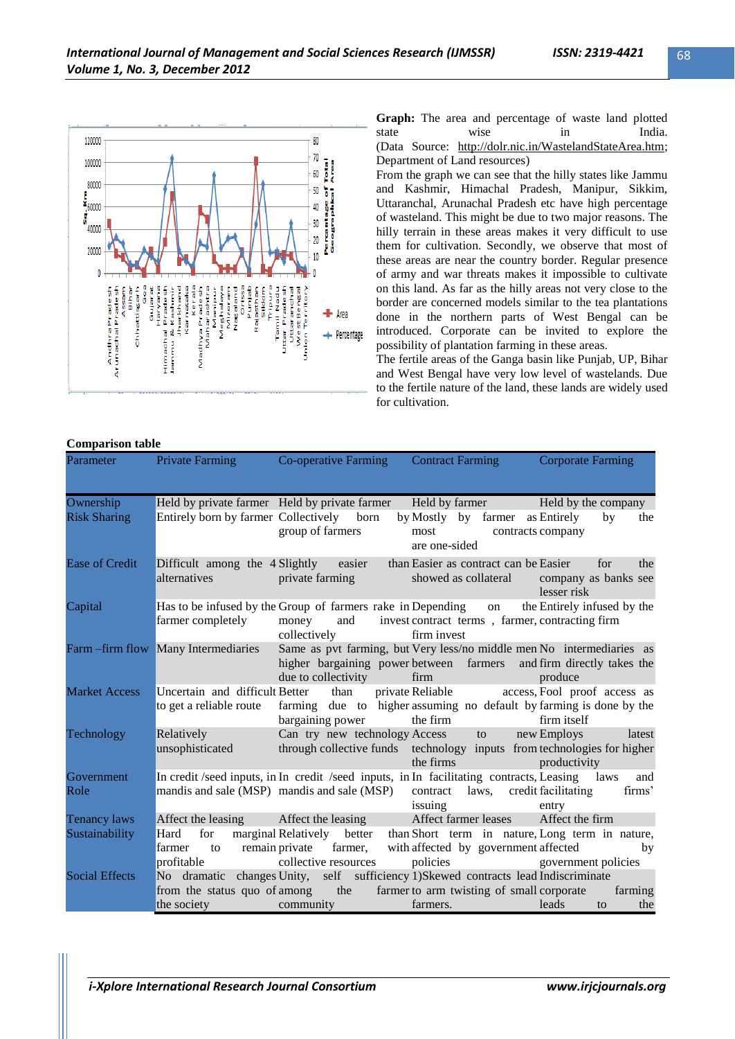**Graph:** The area and percentage of waste land plotted state wise in India. (Data Source: http://dolr.nic.in/WastelandStateArea.htm; Department of Land resources)

From the graph we can see that the hilly states like Jammu and Kashmir, Himachal Pradesh, Manipur, Sikkim, Uttaranchal, Arunachal Pradesh etc have high percentage of wasteland. This might be due to two major reasons. The hilly terrain in these areas makes it very difficult to use them for cultivation. Secondly, we observe that most of these areas are near the country border. Regular presence of army and war threats makes it impossible to cultivate on this land. As far as the hilly areas not very close to the border are concerned models similar to the tea plantations done in the northern parts of West Bengal can be introduced. Corporate can be invited to explore the possibility of plantation farming in these areas.

The fertile areas of the Ganga basin like Punjab, UP, Bihar and West Bengal have very low level of wastelands. Due to the fertile nature of the land, these lands are widely used for cultivation.

**Comparison table**

| Parameter | Private Farming | Co-operative Farming | Contract Farming | Corporate Farming |
|---|---|---|---|---|
| Ownership | Held by private farmer | Held by private farmer | Held by farmer | Held by the company |
| Risk Sharing | Entirely born by farmer | Collectively born by group of farmers | Mostly by farmer as most contracts are one-sided | Entirely by the company |
| Ease of Credit | Difficult among the 4 alternatives | Slightly easier than private farming | Easier as contract can be showed as collateral | Easier for the company as banks see lesser risk |
| Capital | Has to be infused by the farmer completely | Group of farmers rake in money and invest collectively | Depending on the contract terms , farmer, firm invest | Entirely infused by the contracting firm |
| Farm –firm flow | Many Intermediaries | Same as pvt farming, but higher bargaining power due to collectivity | Very less/no middle men between farmers and firm | No intermediaries as firm directly takes the produce |
| Market Access | Uncertain and difficult to get a reliable route | Better than private farming due to higher bargaining power | Reliable access, assuming no default by the firm | Fool proof access as farming is done by the firm itself |
| Technology | Relatively unsophisticated | Can try new technology through collective funds | Access to new technology inputs from the firms | Employs latest technologies for higher productivity |
| Government Role | In credit /seed inputs, in mandis and sale (MSP) | In credit /seed inputs, in mandis and sale (MSP) | In facilitating contracts, contract laws, credit issuing | Leasing laws and facilitating firms' entry |
| Tenancy laws | Affect the leasing | Affect the leasing | Affect farmer leases | Affect the firm |
| Sustainability | Hard for marginal farmer to remain profitable | Relatively better than private farmer, with collective resources | Short term in nature, affected by government policies | Long term in nature, affected by government policies |
| Social Effects | No dramatic changes from the status quo of the society | Unity, self sufficiency among the farmer community | 1)Skewed contracts lead to arm twisting of small farmers. | Indiscriminate corporate farming leads to the |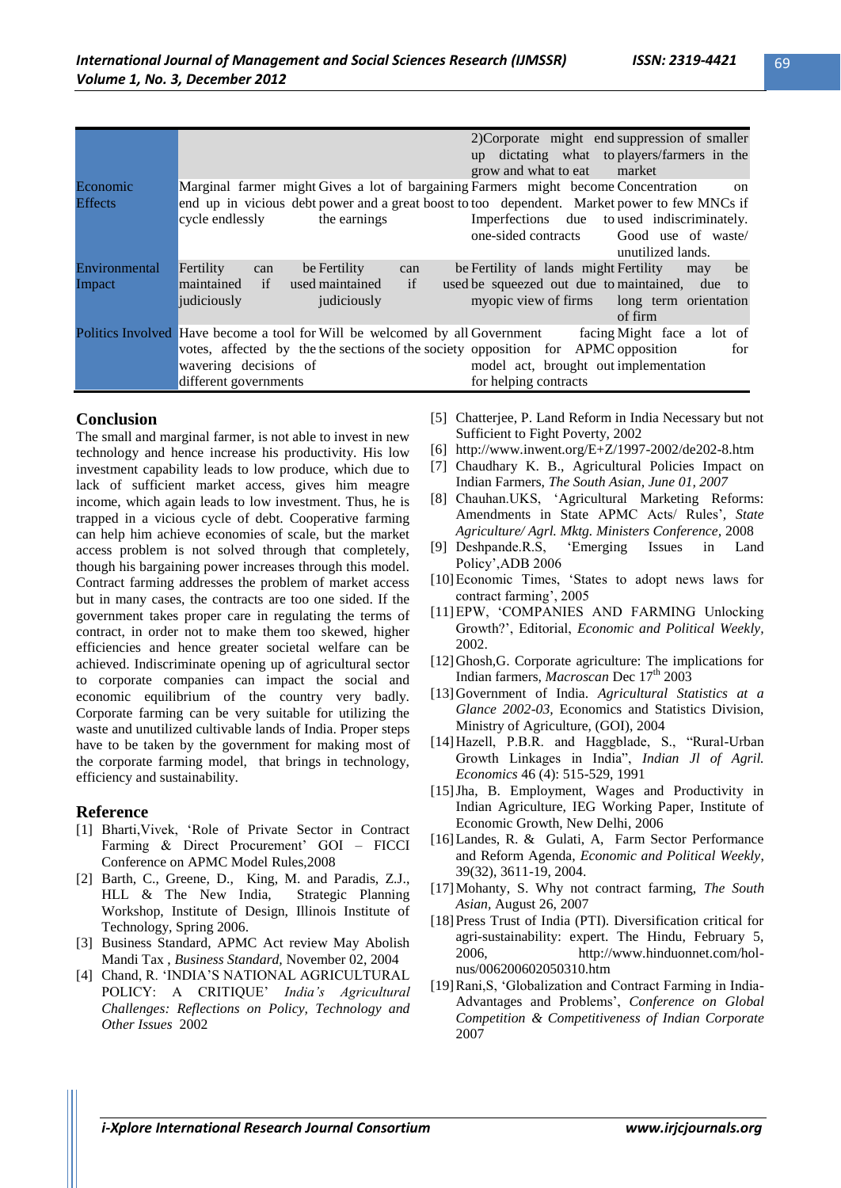| | | | | |
|---|---|---|---|---|
| | | | 2)Corporate might end up dictating what grow and what to eat | suppression of smaller players/farmers in the market |
| Economic Effects | Marginal farmer might end up in vicious debt cycle endlessly | Gives a lot of bargaining power and a great boost to the earnings | Farmers might become too dependent. Imperfections due one-sided contracts | Concentration on Market power to few MNCs if to used indiscriminately. Good use of waste/ unutilized lands. |
| Environmental Impact | Fertility can be maintained if used judiciously | Fertility can be maintained if used judiciously | Fertility of lands might be squeezed out due to myopic view of firms | Fertility may be maintained, due to long term orientation of firm |
| Politics Involved | Have become a tool for votes, affected by the wavering decisions of different governments | Will be welcomed by all the sections of the society | Government facing opposition for model act, brought out for helping contracts | Might face a lot of APMC opposition for implementation |

## Conclusion

The small and marginal farmer, is not able to invest in new technology and hence increase his productivity. His low investment capability leads to low produce, which due to lack of sufficient market access, gives him meagre income, which again leads to low investment. Thus, he is trapped in a vicious cycle of debt. Cooperative farming can help him achieve economies of scale, but the market access problem is not solved through that completely, though his bargaining power increases through this model. Contract farming addresses the problem of market access but in many cases, the contracts are too one sided. If the government takes proper care in regulating the terms of contract, in order not to make them too skewed, higher efficiencies and hence greater societal welfare can be achieved. Indiscriminate opening up of agricultural sector to corporate companies can impact the social and economic equilibrium of the country very badly. Corporate farming can be very suitable for utilizing the waste and unutilized cultivable lands of India. Proper steps have to be taken by the government for making most of the corporate farming model, that brings in technology, efficiency and sustainability.

## Reference

[1] Bharti,Vivek, 'Role of Private Sector in Contract Farming & Direct Procurement' GOI – FICCI Conference on APMC Model Rules,2008

[2] Barth, C., Greene, D., King, M. and Paradis, Z.J., HLL & The New India, Strategic Planning Workshop, Institute of Design, Illinois Institute of Technology, Spring 2006.

[3] Business Standard, APMC Act review May Abolish Mandi Tax , *Business Standard*, November 02, 2004

[4] Chand, R. 'INDIA'S NATIONAL AGRICULTURAL POLICY: A CRITIQUE' *India's Agricultural Challenges: Reflections on Policy, Technology and Other Issues* 2002

[5] Chatterjee, P. Land Reform in India Necessary but not Sufficient to Fight Poverty, 2002

[6] http://www.inwent.org/E+Z/1997-2002/de202-8.htm

[7] Chaudhary K. B., Agricultural Policies Impact on Indian Farmers, *The South Asian, June 01, 2007*

[8] Chauhan.UKS, 'Agricultural Marketing Reforms: Amendments in State APMC Acts/ Rules', *State Agriculture/ Agrl. Mktg. Ministers Conference*, 2008

[9] Deshpande.R.S, 'Emerging Issues in Land Policy',ADB 2006

[10] Economic Times, 'States to adopt news laws for contract farming', 2005

[11] EPW, 'COMPANIES AND FARMING Unlocking Growth?', Editorial, *Economic and Political Weekly*, 2002.

[12] Ghosh,G. Corporate agriculture: The implications for Indian farmers, *Macroscan* Dec 17th 2003

[13] Government of India. *Agricultural Statistics at a Glance 2002-03*, Economics and Statistics Division, Ministry of Agriculture, (GOI), 2004

[14] Hazell, P.B.R. and Haggblade, S., "Rural-Urban Growth Linkages in India", *Indian Jl of Agril. Economics* 46 (4): 515-529, 1991

[15] Jha, B. Employment, Wages and Productivity in Indian Agriculture, IEG Working Paper, Institute of Economic Growth, New Delhi, 2006

[16] Landes, R. & Gulati, A, Farm Sector Performance and Reform Agenda, *Economic and Political Weekly*, 39(32), 3611-19, 2004.

[17] Mohanty, S. Why not contract farming, *The South Asian*, August 26, 2007

[18] Press Trust of India (PTI). Diversification critical for agri-sustainability: expert. The Hindu, February 5, 2006, http://www.hinduonnet.com/hol-nus/006200602050310.htm

[19] Rani,S, 'Globalization and Contract Farming in India-Advantages and Problems', *Conference on Global Competition & Competitiveness of Indian Corporate* 2007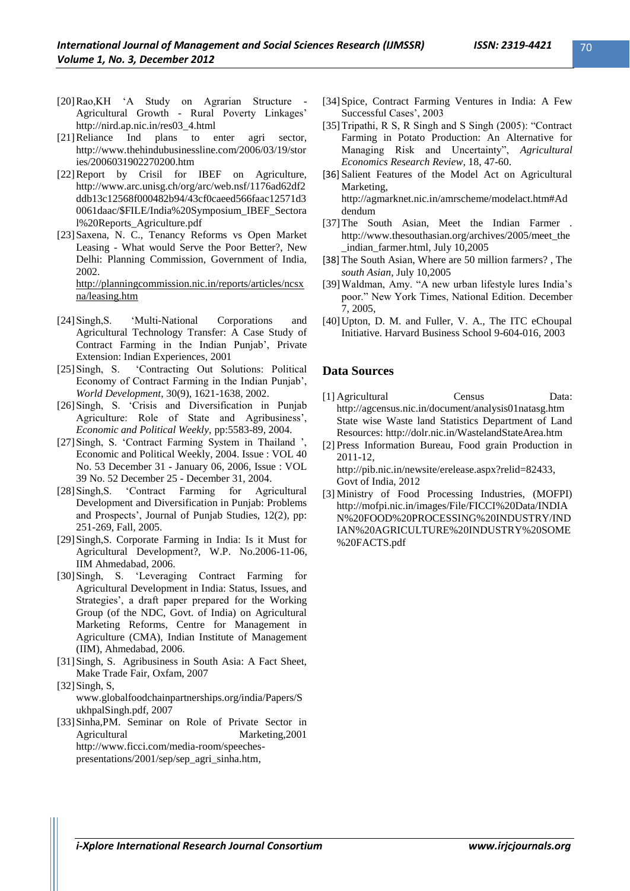[20] Rao,KH 'A Study on Agrarian Structure - Agricultural Growth - Rural Poverty Linkages' http://nird.ap.nic.in/res03_4.html

[21] Reliance Ind plans to enter agri sector, http://www.thehindubusinessline.com/2006/03/19/stories/2006031902270200.htm

[22] Report by Crisil for IBEF on Agriculture, http://www.arc.unisg.ch/org/arc/web.nsf/1176ad62df2ddb13c12568f000482b94/43cf0caeed566faac12571d30061daac/$FILE/India%20Symposium_IBEF_Sectoral%20Reports_Agriculture.pdf

[23] Saxena, N. C., Tenancy Reforms vs Open Market Leasing - What would Serve the Poor Better?, New Delhi: Planning Commission, Government of India, 2002. http://planningcommission.nic.in/reports/articles/ncsxna/leasing.htm

[24] Singh,S. 'Multi-National Corporations and Agricultural Technology Transfer: A Case Study of Contract Farming in the Indian Punjab', Private Extension: Indian Experiences, 2001

[25] Singh, S. 'Contracting Out Solutions: Political Economy of Contract Farming in the Indian Punjab', *World Development*, 30(9), 1621-1638, 2002.

[26] Singh, S. 'Crisis and Diversification in Punjab Agriculture: Role of State and Agribusiness', *Economic and Political Weekly*, pp:5583-89, 2004.

[27] Singh, S. 'Contract Farming System in Thailand ', Economic and Political Weekly, 2004. Issue : VOL 40 No. 53 December 31 - January 06, 2006, Issue : VOL 39 No. 52 December 25 - December 31, 2004.

[28] Singh,S. 'Contract Farming for Agricultural Development and Diversification in Punjab: Problems and Prospects', Journal of Punjab Studies, 12(2), pp: 251-269, Fall, 2005.

[29] Singh,S. Corporate Farming in India: Is it Must for Agricultural Development?, W.P. No.2006-11-06, IIM Ahmedabad, 2006.

[30] Singh, S. 'Leveraging Contract Farming for Agricultural Development in India: Status, Issues, and Strategies', a draft paper prepared for the Working Group (of the NDC, Govt. of India) on Agricultural Marketing Reforms, Centre for Management in Agriculture (CMA), Indian Institute of Management (IIM), Ahmedabad, 2006.

[31] Singh, S. Agribusiness in South Asia: A Fact Sheet, Make Trade Fair, Oxfam, 2007

[32] Singh, S, www.globalfoodchainpartnerships.org/india/Papers/SukhpalSingh.pdf, 2007

[33] Sinha,PM. Seminar on Role of Private Sector in Agricultural Marketing,2001 http://www.ficci.com/media-room/speeches-presentations/2001/sep/sep_agri_sinha.htm,

[34] Spice, Contract Farming Ventures in India: A Few Successful Cases', 2003

[35] Tripathi, R S, R Singh and S Singh (2005): "Contract Farming in Potato Production: An Alternative for Managing Risk and Uncertainty", *Agricultural Economics Research Review*, 18, 47-60.

[36] Salient Features of the Model Act on Agricultural Marketing, http://agmarknet.nic.in/amrscheme/modelact.htm#Addendum

[37] The South Asian, Meet the Indian Farmer . http://www.thesouthasian.org/archives/2005/meet_the_indian_farmer.html, July 10,2005

[38] The South Asian, Where are 50 million farmers? , The *south Asian*, July 10,2005

[39] Waldman, Amy. "A new urban lifestyle lures India's poor." New York Times, National Edition. December 7, 2005,

[40] Upton, D. M. and Fuller, V. A., The ITC eChoupal Initiative. Harvard Business School 9-604-016, 2003

## Data Sources

[1] Agricultural Census Data: http://agcensus.nic.in/document/analysis01natasg.htm State wise Waste land Statistics Department of Land Resources: http://dolr.nic.in/WastelandStateArea.htm

[2] Press Information Bureau, Food grain Production in 2011-12, http://pib.nic.in/newsite/erelease.aspx?relid=82433, Govt of India, 2012

[3] Ministry of Food Processing Industries, (MOFPI) http://mofpi.nic.in/images/File/FICCI%20Data/INDIAN%20FOOD%20PROCESSING%20INDUSTRY/INDIAN%20AGRICULTURE%20INDUSTRY%20SOME%20FACTS.pdf